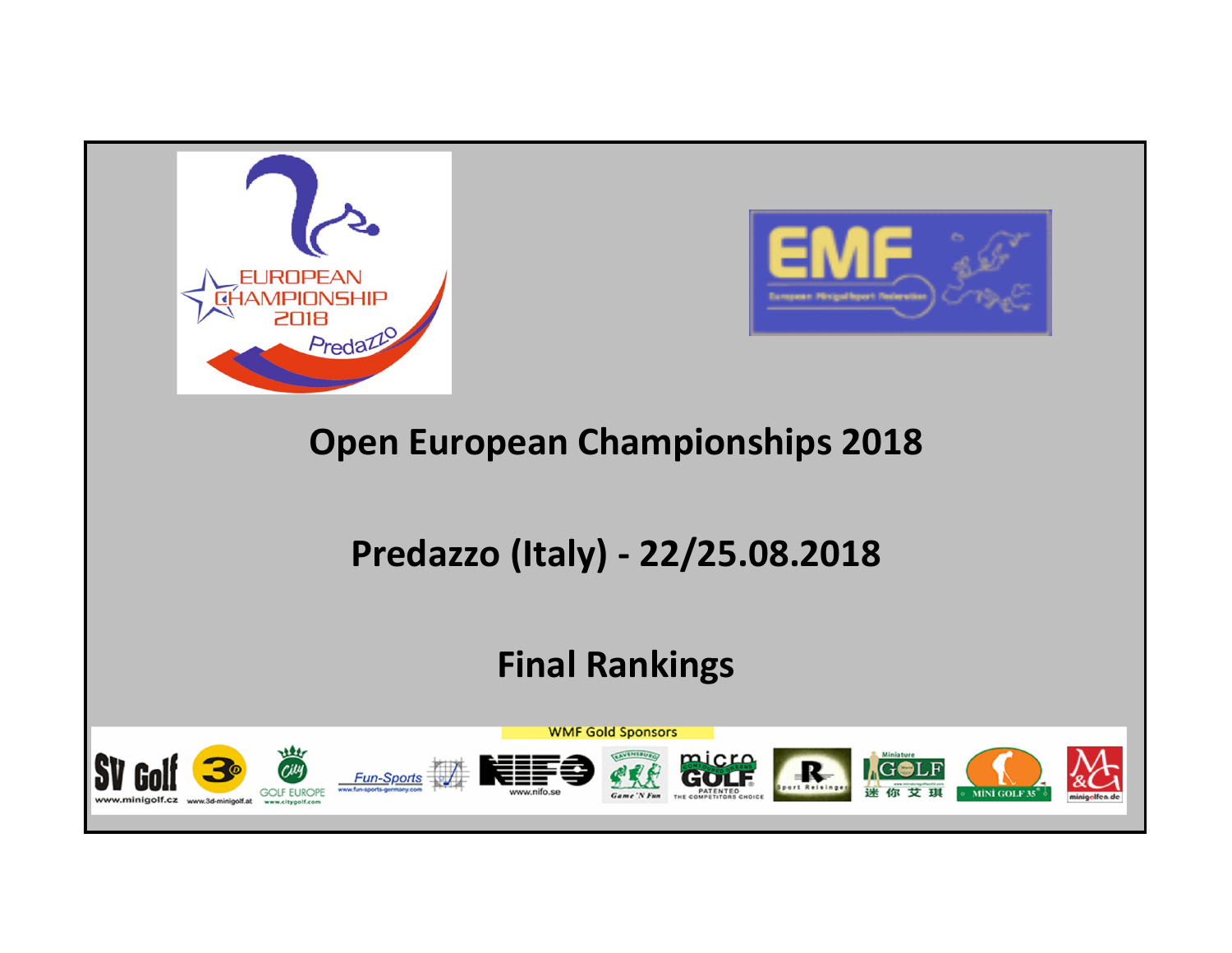# Open European Championships 2018

## Predazzo (Italy) - 22/25.08.2018

## Final Rankings

WMF Gold Sponsors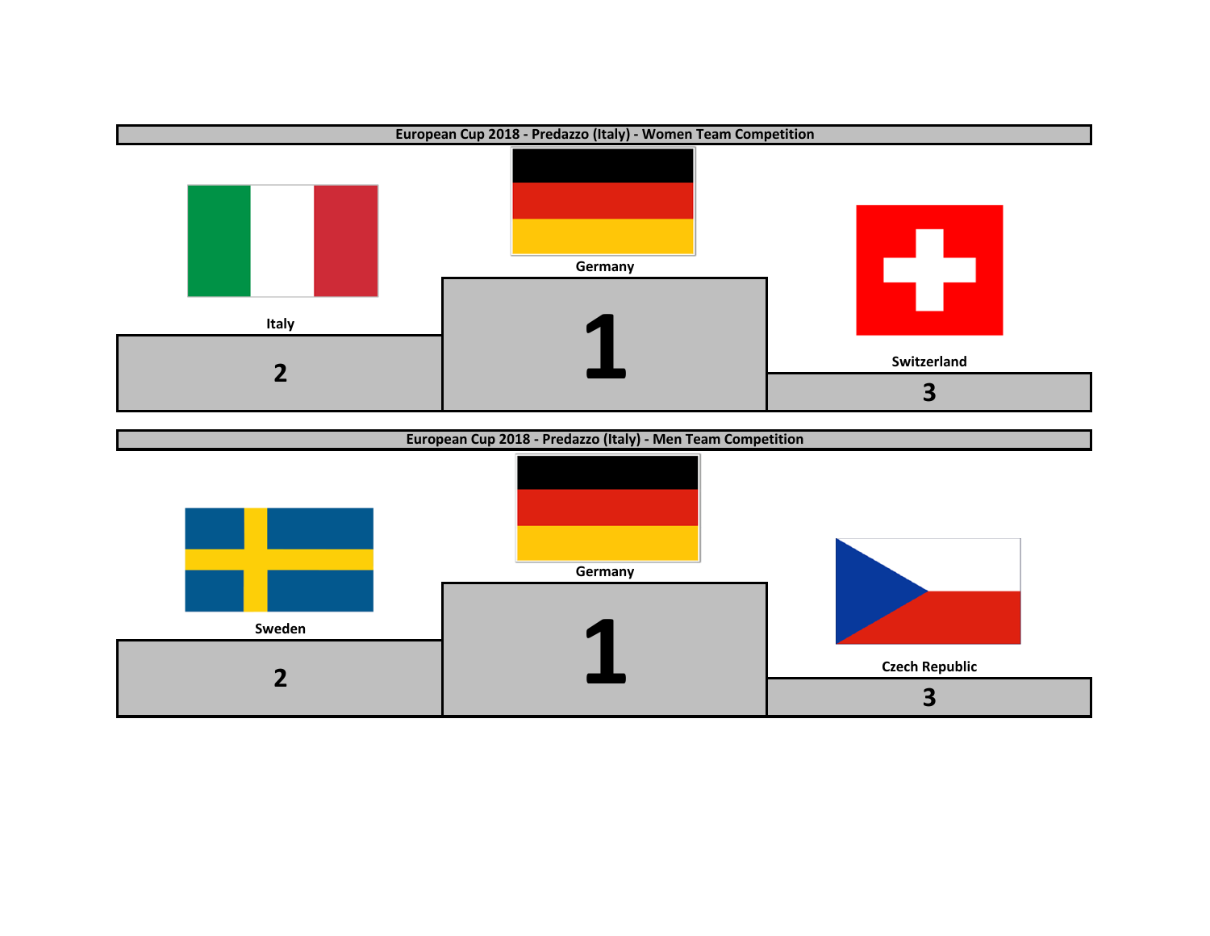## European Cup 2018 - Predazzo (Italy) - Women Team Competition

| Place | Country |
| --- | --- |
| 1 | Germany |
| 2 | Italy |
| 3 | Switzerland |

## European Cup 2018 - Predazzo (Italy) - Men Team Competition

| Place | Country |
| --- | --- |
| 1 | Germany |
| 2 | Sweden |
| 3 | Czech Republic |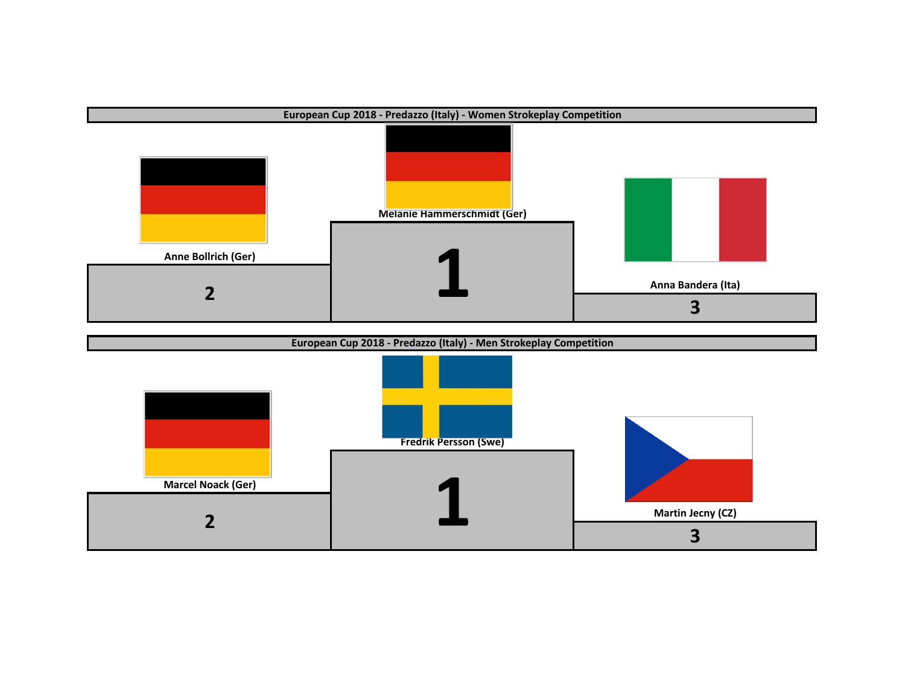## European Cup 2018 - Predazzo (Italy) - Women Strokeplay Competition

| Place | Name |
|---|---|
| 1 | Melanie Hammerschmidt (Ger) |
| 2 | Anne Bollrich (Ger) |
| 3 | Anna Bandera (Ita) |

## European Cup 2018 - Predazzo (Italy) - Men Strokeplay Competition

| Place | Name |
|---|---|
| 1 | Fredrik Persson (Swe) |
| 2 | Marcel Noack (Ger) |
| 3 | Martin Jecny (CZ) |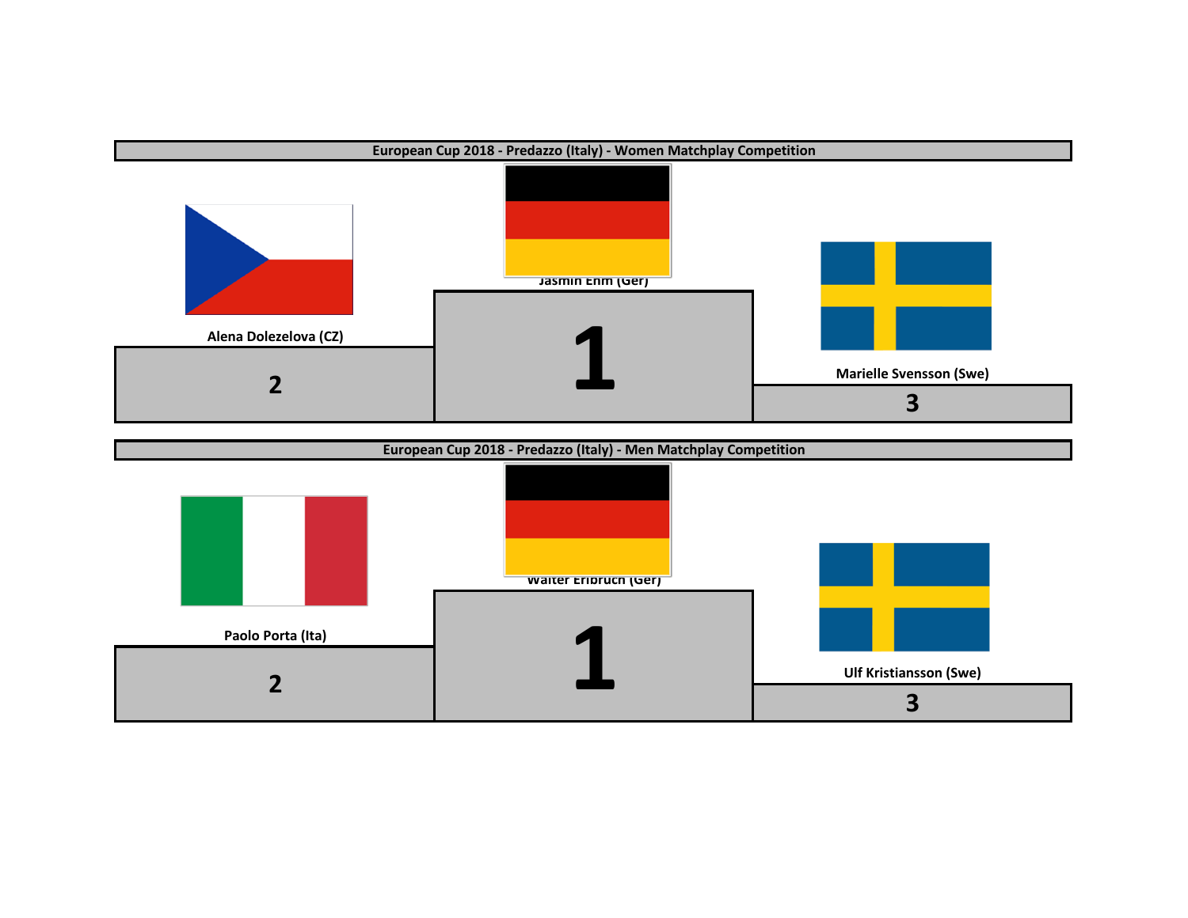## European Cup 2018 - Predazzo (Italy) - Women Matchplay Competition

| Place | Name |
|---|---|
| 1 | Jasmin Ehm (Ger) |
| 2 | Alena Dolezelova (CZ) |
| 3 | Marielle Svensson (Swe) |

## European Cup 2018 - Predazzo (Italy) - Men Matchplay Competition

| Place | Name |
|---|---|
| 1 | Walter Erlbruch (Ger) |
| 2 | Paolo Porta (Ita) |
| 3 | Ulf Kristiansson (Swe) |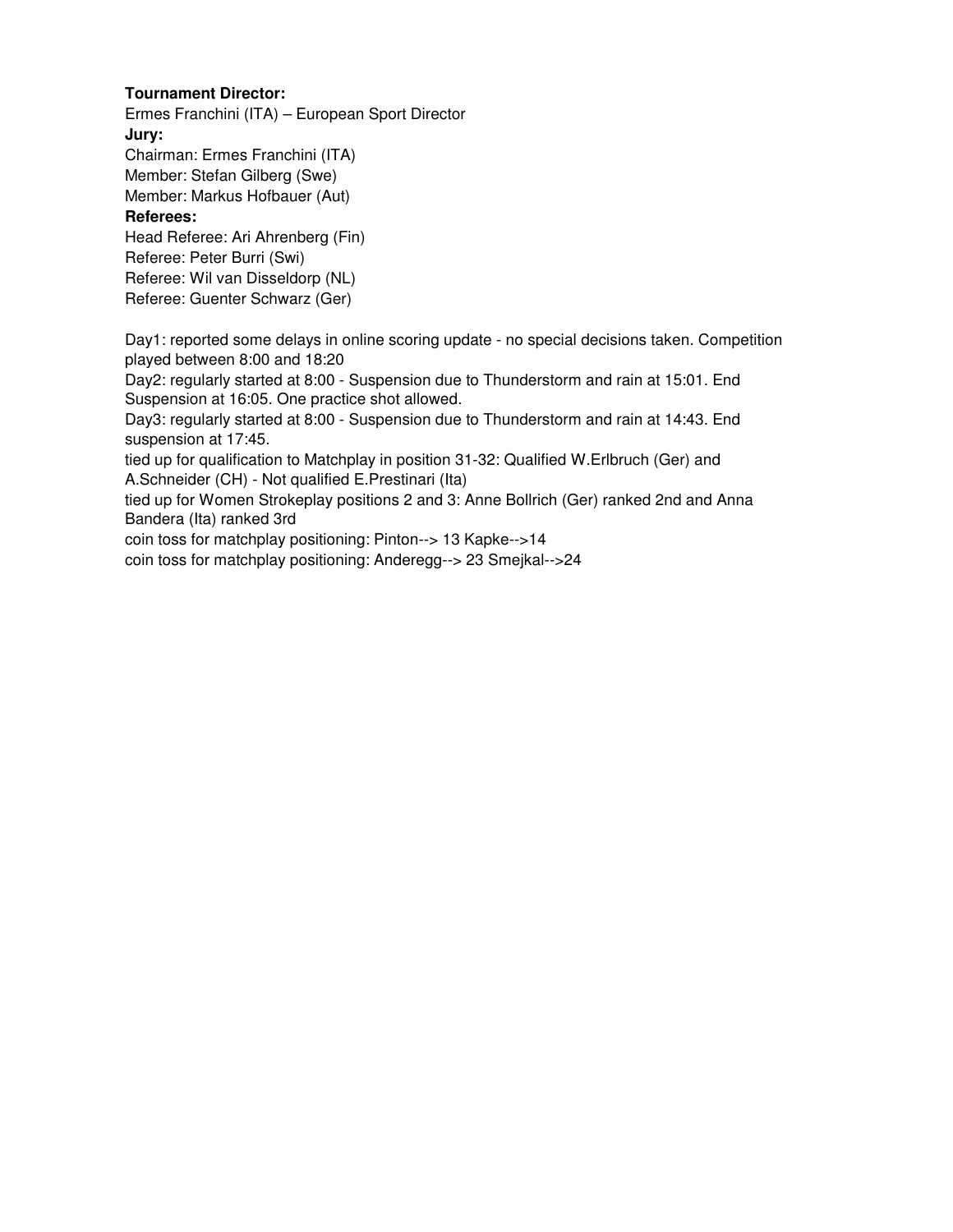**Tournament Director:**
Ermes Franchini (ITA) – European Sport Director
**Jury:**
Chairman: Ermes Franchini (ITA)
Member: Stefan Gilberg (Swe)
Member: Markus Hofbauer (Aut)
**Referees:**
Head Referee: Ari Ahrenberg (Fin)
Referee: Peter Burri (Swi)
Referee: Wil van Disseldorp (NL)
Referee: Guenter Schwarz (Ger)

Day1: reported some delays in online scoring update - no special decisions taken. Competition played between 8:00 and 18:20
Day2: regularly started at 8:00 - Suspension due to Thunderstorm and rain at 15:01. End Suspension at 16:05. One practice shot allowed.
Day3: regularly started at 8:00 - Suspension due to Thunderstorm and rain at 14:43. End suspension at 17:45.
tied up for qualification to Matchplay in position 31-32: Qualified W.Erlbruch (Ger) and A.Schneider (CH) - Not qualified E.Prestinari (Ita)
tied up for Women Strokeplay positions 2 and 3: Anne Bollrich (Ger) ranked 2nd and Anna Bandera (Ita) ranked 3rd
coin toss for matchplay positioning: Pinton--> 13 Kapke-->14
coin toss for matchplay positioning: Anderegg--> 23 Smejkal-->24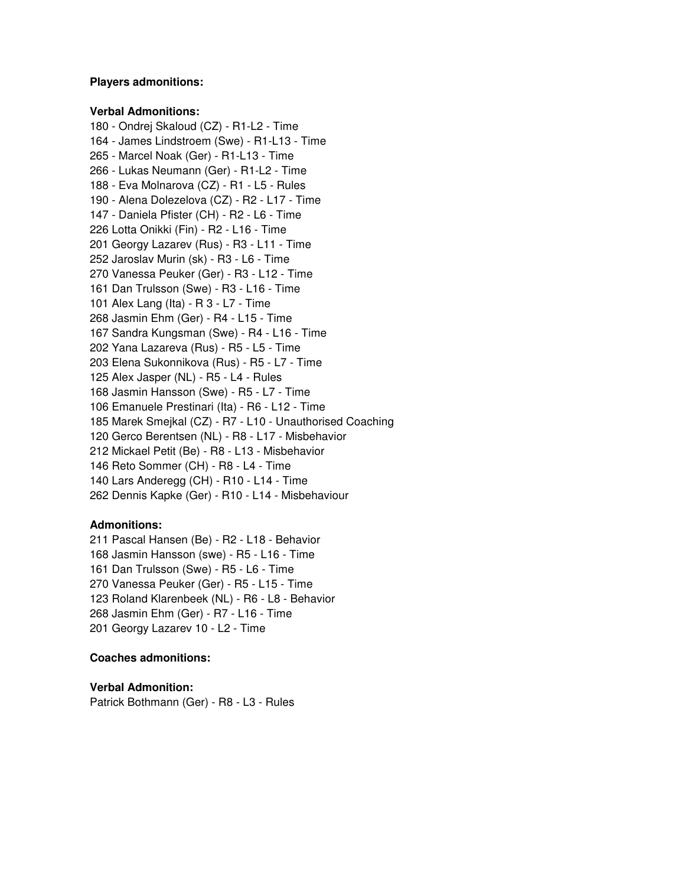**Players admonitions:**

**Verbal Admonitions:**

180 - Ondrej Skaloud (CZ) - R1-L2 - Time
164 - James Lindstroem (Swe) - R1-L13 - Time
265 - Marcel Noak (Ger) - R1-L13 - Time
266 - Lukas Neumann (Ger) - R1-L2 - Time
188 - Eva Molnarova (CZ) - R1 - L5 - Rules
190 - Alena Dolezelova (CZ) - R2 - L17 - Time
147 - Daniela Pfister (CH) - R2 - L6 - Time
226 Lotta Onikki (Fin) - R2 - L16 - Time
201 Georgy Lazarev (Rus) - R3 - L11 - Time
252 Jaroslav Murin (sk) - R3 - L6 - Time
270 Vanessa Peuker (Ger) - R3 - L12 - Time
161 Dan Trulsson (Swe) - R3 - L16 - Time
101 Alex Lang (Ita) - R 3 - L7 - Time
268 Jasmin Ehm (Ger) - R4 - L15 - Time
167 Sandra Kungsman (Swe) - R4 - L16 - Time
202 Yana Lazareva (Rus) - R5 - L5 - Time
203 Elena Sukonnikova (Rus) - R5 - L7 - Time
125 Alex Jasper (NL) - R5 - L4 - Rules
168 Jasmin Hansson (Swe) - R5 - L7 - Time
106 Emanuele Prestinari (Ita) - R6 - L12 - Time
185 Marek Smejkal (CZ) - R7 - L10 - Unauthorised Coaching
120 Gerco Berentsen (NL) - R8 - L17 - Misbehavior
212 Mickael Petit (Be) - R8 - L13 - Misbehavior
146 Reto Sommer (CH) - R8 - L4 - Time
140 Lars Anderegg (CH) - R10 - L14 - Time
262 Dennis Kapke (Ger) - R10 - L14 - Misbehaviour

**Admonitions:**

211 Pascal Hansen (Be) - R2 - L18 - Behavior
168 Jasmin Hansson (swe) - R5 - L16 - Time
161 Dan Trulsson (Swe) - R5 - L6 - Time
270 Vanessa Peuker (Ger) - R5 - L15 - Time
123 Roland Klarenbeek (NL) - R6 - L8 - Behavior
268 Jasmin Ehm (Ger) - R7 - L16 - Time
201 Georgy Lazarev 10 - L2 - Time

**Coaches admonitions:**

**Verbal Admonition:**

Patrick Bothmann (Ger) - R8 - L3 - Rules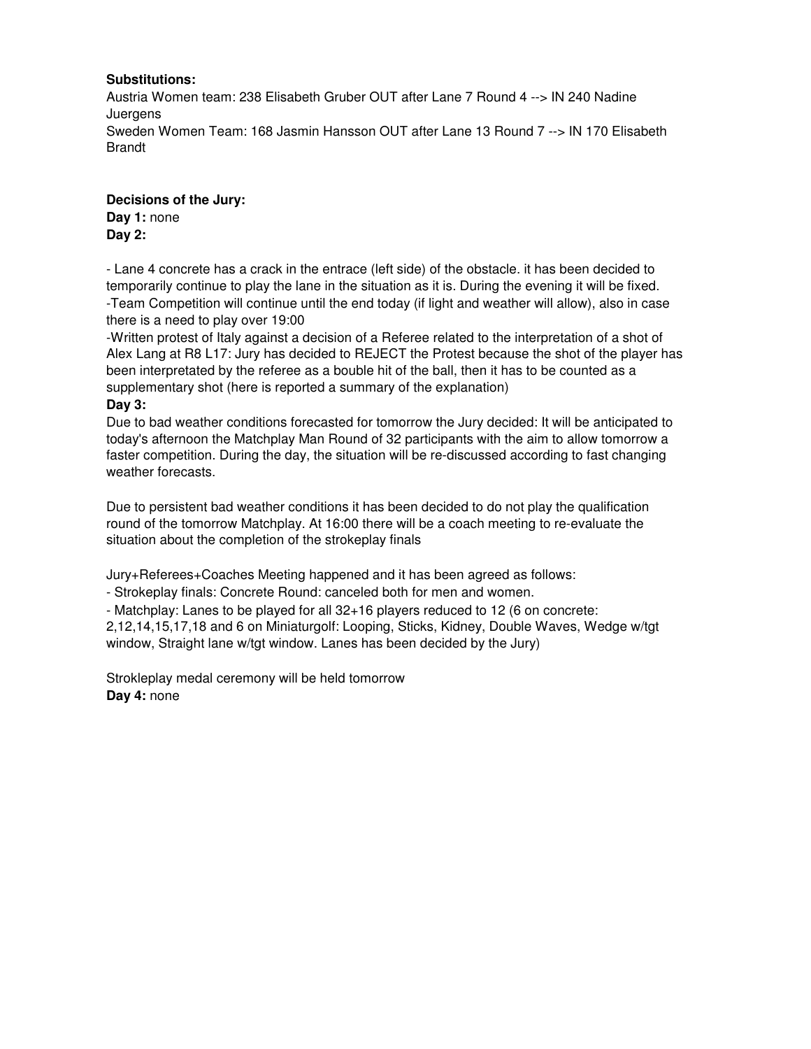**Substitutions:**

Austria Women team: 238 Elisabeth Gruber OUT after Lane 7 Round 4 --> IN 240 Nadine Juergens

Sweden Women Team: 168 Jasmin Hansson OUT after Lane 13 Round 7 --> IN 170 Elisabeth Brandt

**Decisions of the Jury:**

**Day 1:** none

**Day 2:**

- Lane 4 concrete has a crack in the entrace (left side) of the obstacle. it has been decided to temporarily continue to play the lane in the situation as it is. During the evening it will be fixed.

-Team Competition will continue until the end today (if light and weather will allow), also in case there is a need to play over 19:00

-Written protest of Italy against a decision of a Referee related to the interpretation of a shot of Alex Lang at R8 L17: Jury has decided to REJECT the Protest because the shot of the player has been interpretated by the referee as a bouble hit of the ball, then it has to be counted as a supplementary shot (here is reported a summary of the explanation)

**Day 3:**

Due to bad weather conditions forecasted for tomorrow the Jury decided: It will be anticipated to today's afternoon the Matchplay Man Round of 32 participants with the aim to allow tomorrow a faster competition. During the day, the situation will be re-discussed according to fast changing weather forecasts.

Due to persistent bad weather conditions it has been decided to do not play the qualification round of the tomorrow Matchplay. At 16:00 there will be a coach meeting to re-evaluate the situation about the completion of the strokeplay finals

Jury+Referees+Coaches Meeting happened and it has been agreed as follows:

- Strokeplay finals: Concrete Round: canceled both for men and women.
- Matchplay: Lanes to be played for all 32+16 players reduced to 12 (6 on concrete: 2,12,14,15,17,18 and 6 on Miniaturgolf: Looping, Sticks, Kidney, Double Waves, Wedge w/tgt window, Straight lane w/tgt window. Lanes has been decided by the Jury)

Strokleplay medal ceremony will be held tomorrow

**Day 4:** none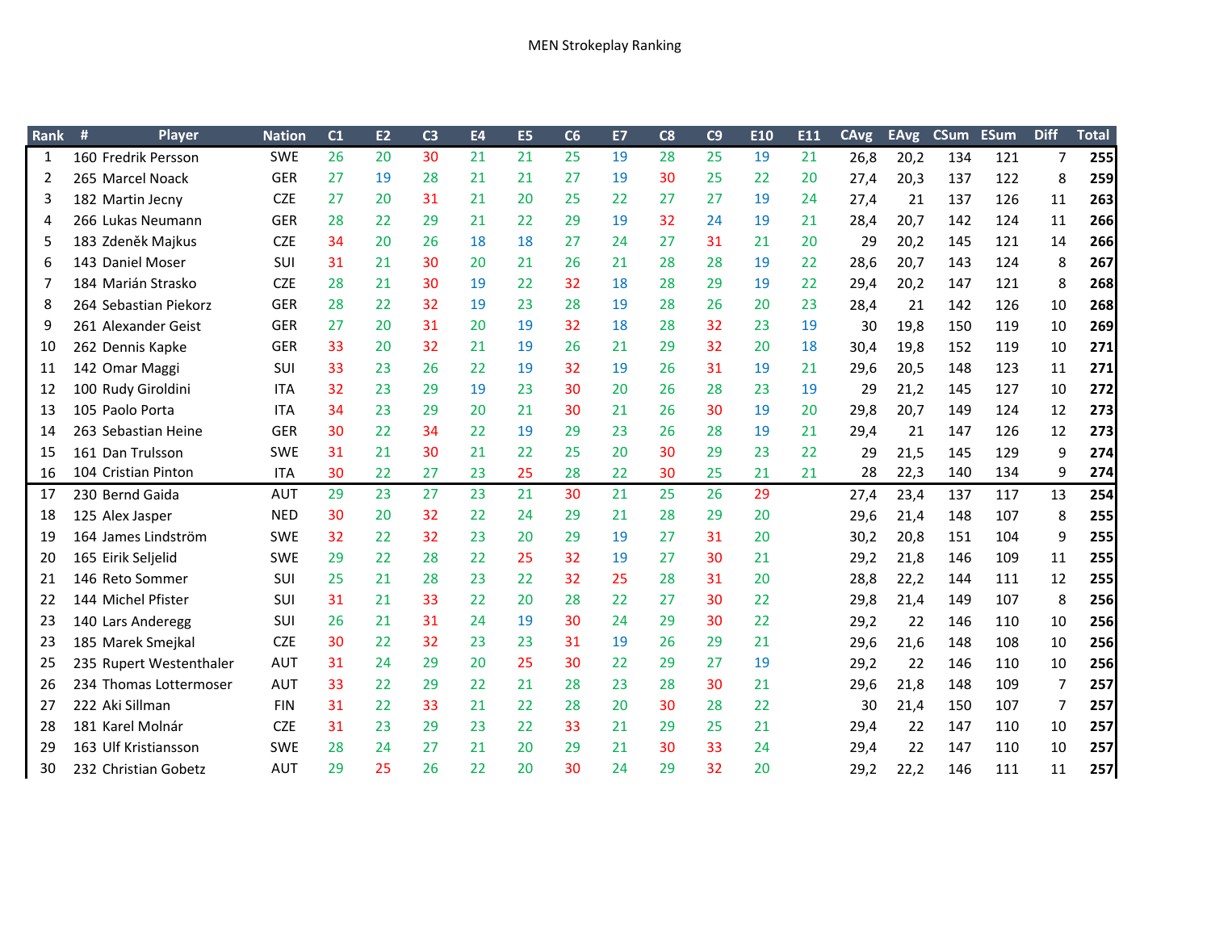MEN Strokeplay Ranking

| Rank | # | Player | Nation | C1 | E2 | C3 | E4 | E5 | C6 | E7 | C8 | C9 | E10 | E11 | CAvg | EAvg | CSum | ESum | Diff | Total |
|---|---|---|---|---|---|---|---|---|---|---|---|---|---|---|---|---|---|---|---|---|
| 1 | 160 | Fredrik Persson | SWE | 26 | 20 | 30 | 21 | 21 | 25 | 19 | 28 | 25 | 19 | 21 | 26,8 | 20,2 | 134 | 121 | 7 | **255** |
| 2 | 265 | Marcel Noack | GER | 27 | 19 | 28 | 21 | 21 | 27 | 19 | 30 | 25 | 22 | 20 | 27,4 | 20,3 | 137 | 122 | 8 | **259** |
| 3 | 182 | Martin Jecny | CZE | 27 | 20 | 31 | 21 | 20 | 25 | 22 | 27 | 27 | 19 | 24 | 27,4 | 21 | 137 | 126 | 11 | **263** |
| 4 | 266 | Lukas Neumann | GER | 28 | 22 | 29 | 21 | 22 | 29 | 19 | 32 | 24 | 19 | 21 | 28,4 | 20,7 | 142 | 124 | 11 | **266** |
| 5 | 183 | Zdeněk Majkus | CZE | 34 | 20 | 26 | 18 | 18 | 27 | 24 | 27 | 31 | 21 | 20 | 29 | 20,2 | 145 | 121 | 14 | **266** |
| 6 | 143 | Daniel Moser | SUI | 31 | 21 | 30 | 20 | 21 | 26 | 21 | 28 | 28 | 19 | 22 | 28,6 | 20,7 | 143 | 124 | 8 | **267** |
| 7 | 184 | Marián Strasko | CZE | 28 | 21 | 30 | 19 | 22 | 32 | 18 | 28 | 29 | 19 | 22 | 29,4 | 20,2 | 147 | 121 | 8 | **268** |
| 8 | 264 | Sebastian Piekorz | GER | 28 | 22 | 32 | 19 | 23 | 28 | 19 | 28 | 26 | 20 | 23 | 28,4 | 21 | 142 | 126 | 10 | **268** |
| 9 | 261 | Alexander Geist | GER | 27 | 20 | 31 | 20 | 19 | 32 | 18 | 28 | 32 | 23 | 19 | 30 | 19,8 | 150 | 119 | 10 | **269** |
| 10 | 262 | Dennis Kapke | GER | 33 | 20 | 32 | 21 | 19 | 26 | 21 | 29 | 32 | 20 | 18 | 30,4 | 19,8 | 152 | 119 | 10 | **271** |
| 11 | 142 | Omar Maggi | SUI | 33 | 23 | 26 | 22 | 19 | 32 | 19 | 26 | 31 | 19 | 21 | 29,6 | 20,5 | 148 | 123 | 11 | **271** |
| 12 | 100 | Rudy Giroldini | ITA | 32 | 23 | 29 | 19 | 23 | 30 | 20 | 26 | 28 | 23 | 19 | 29 | 21,2 | 145 | 127 | 10 | **272** |
| 13 | 105 | Paolo Porta | ITA | 34 | 23 | 29 | 20 | 21 | 30 | 21 | 26 | 30 | 19 | 20 | 29,8 | 20,7 | 149 | 124 | 12 | **273** |
| 14 | 263 | Sebastian Heine | GER | 30 | 22 | 34 | 22 | 19 | 29 | 23 | 26 | 28 | 19 | 21 | 29,4 | 21 | 147 | 126 | 12 | **273** |
| 15 | 161 | Dan Trulsson | SWE | 31 | 21 | 30 | 21 | 22 | 25 | 20 | 30 | 29 | 23 | 22 | 29 | 21,5 | 145 | 129 | 9 | **274** |
| 16 | 104 | Cristian Pinton | ITA | 30 | 22 | 27 | 23 | 25 | 28 | 22 | 30 | 25 | 21 | 21 | 28 | 22,3 | 140 | 134 | 9 | **274** |
| 17 | 230 | Bernd Gaida | AUT | 29 | 23 | 27 | 23 | 21 | 30 | 21 | 25 | 26 | 29 | | 27,4 | 23,4 | 137 | 117 | 13 | **254** |
| 18 | 125 | Alex Jasper | NED | 30 | 20 | 32 | 22 | 24 | 29 | 21 | 28 | 29 | 20 | | 29,6 | 21,4 | 148 | 107 | 8 | **255** |
| 19 | 164 | James Lindström | SWE | 32 | 22 | 32 | 23 | 20 | 29 | 19 | 27 | 31 | 20 | | 30,2 | 20,8 | 151 | 104 | 9 | **255** |
| 20 | 165 | Eirik Seljelid | SWE | 29 | 22 | 28 | 22 | 25 | 32 | 19 | 27 | 30 | 21 | | 29,2 | 21,8 | 146 | 109 | 11 | **255** |
| 21 | 146 | Reto Sommer | SUI | 25 | 21 | 28 | 23 | 22 | 32 | 25 | 28 | 31 | 20 | | 28,8 | 22,2 | 144 | 111 | 12 | **255** |
| 22 | 144 | Michel Pfister | SUI | 31 | 21 | 33 | 22 | 20 | 28 | 22 | 27 | 30 | 22 | | 29,8 | 21,4 | 149 | 107 | 8 | **256** |
| 23 | 140 | Lars Anderegg | SUI | 26 | 21 | 31 | 24 | 19 | 30 | 24 | 29 | 30 | 22 | | 29,2 | 22 | 146 | 110 | 10 | **256** |
| 23 | 185 | Marek Smejkal | CZE | 30 | 22 | 32 | 23 | 23 | 31 | 19 | 26 | 29 | 21 | | 29,6 | 21,6 | 148 | 108 | 10 | **256** |
| 25 | 235 | Rupert Westenthaler | AUT | 31 | 24 | 29 | 20 | 25 | 30 | 22 | 29 | 27 | 19 | | 29,2 | 22 | 146 | 110 | 10 | **256** |
| 26 | 234 | Thomas Lottermoser | AUT | 33 | 22 | 29 | 22 | 21 | 28 | 23 | 28 | 30 | 21 | | 29,6 | 21,8 | 148 | 109 | 7 | **257** |
| 27 | 222 | Aki Sillman | FIN | 31 | 22 | 33 | 21 | 22 | 28 | 20 | 30 | 28 | 22 | | 30 | 21,4 | 150 | 107 | 7 | **257** |
| 28 | 181 | Karel Molnár | CZE | 31 | 23 | 29 | 23 | 22 | 33 | 21 | 29 | 25 | 21 | | 29,4 | 22 | 147 | 110 | 10 | **257** |
| 29 | 163 | Ulf Kristiansson | SWE | 28 | 24 | 27 | 21 | 20 | 29 | 21 | 30 | 33 | 24 | | 29,4 | 22 | 147 | 110 | 10 | **257** |
| 30 | 232 | Christian Gobetz | AUT | 29 | 25 | 26 | 22 | 20 | 30 | 24 | 29 | 32 | 20 | | 29,2 | 22,2 | 146 | 111 | 11 | **257** |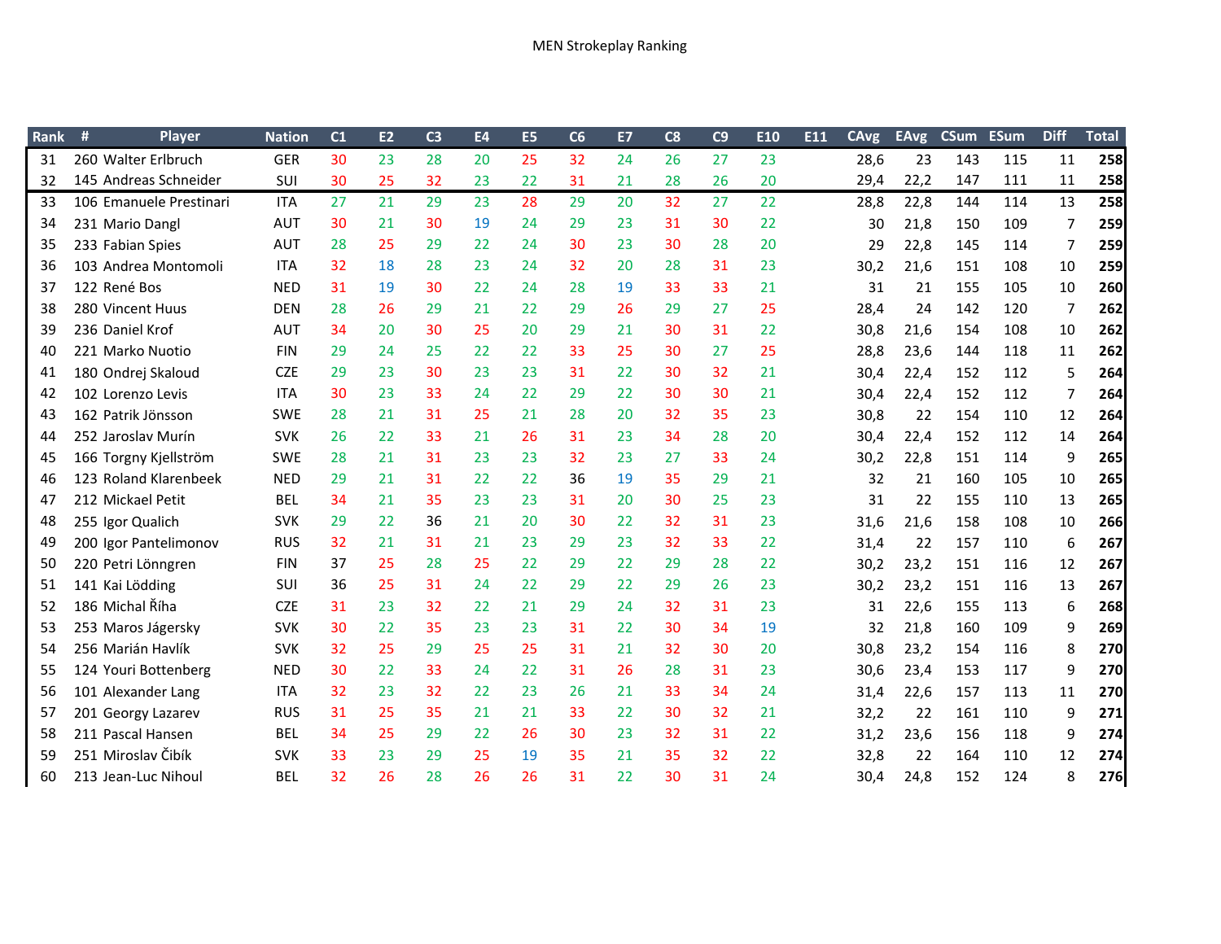MEN Strokeplay Ranking

| Rank | # | Player | Nation | C1 | E2 | C3 | E4 | E5 | C6 | E7 | C8 | C9 | E10 | E11 | CAvg | EAvg | CSum | ESum | Diff | Total |
|---|---|---|---|---|---|---|---|---|---|---|---|---|---|---|---|---|---|---|---|---|
| 31 | 260 | Walter Erlbruch | GER | 30 | 23 | 28 | 20 | 25 | 32 | 24 | 26 | 27 | 23 | | 28,6 | 23 | 143 | 115 | 11 | **258** |
| 32 | 145 | Andreas Schneider | SUI | 30 | 25 | 32 | 23 | 22 | 31 | 21 | 28 | 26 | 20 | | 29,4 | 22,2 | 147 | 111 | 11 | **258** |
| 33 | 106 | Emanuele Prestinari | ITA | 27 | 21 | 29 | 23 | 28 | 29 | 20 | 32 | 27 | 22 | | 28,8 | 22,8 | 144 | 114 | 13 | **258** |
| 34 | 231 | Mario Dangl | AUT | 30 | 21 | 30 | 19 | 24 | 29 | 23 | 31 | 30 | 22 | | 30 | 21,8 | 150 | 109 | 7 | **259** |
| 35 | 233 | Fabian Spies | AUT | 28 | 25 | 29 | 22 | 24 | 30 | 23 | 30 | 28 | 20 | | 29 | 22,8 | 145 | 114 | 7 | **259** |
| 36 | 103 | Andrea Montomoli | ITA | 32 | 18 | 28 | 23 | 24 | 32 | 20 | 28 | 31 | 23 | | 30,2 | 21,6 | 151 | 108 | 10 | **259** |
| 37 | 122 | René Bos | NED | 31 | 19 | 30 | 22 | 24 | 28 | 19 | 33 | 33 | 21 | | 31 | 21 | 155 | 105 | 10 | **260** |
| 38 | 280 | Vincent Huus | DEN | 28 | 26 | 29 | 21 | 22 | 29 | 26 | 29 | 27 | 25 | | 28,4 | 24 | 142 | 120 | 7 | **262** |
| 39 | 236 | Daniel Krof | AUT | 34 | 20 | 30 | 25 | 20 | 29 | 21 | 30 | 31 | 22 | | 30,8 | 21,6 | 154 | 108 | 10 | **262** |
| 40 | 221 | Marko Nuotio | FIN | 29 | 24 | 25 | 22 | 22 | 33 | 25 | 30 | 27 | 25 | | 28,8 | 23,6 | 144 | 118 | 11 | **262** |
| 41 | 180 | Ondrej Skaloud | CZE | 29 | 23 | 30 | 23 | 23 | 31 | 22 | 30 | 32 | 21 | | 30,4 | 22,4 | 152 | 112 | 5 | **264** |
| 42 | 102 | Lorenzo Levis | ITA | 30 | 23 | 33 | 24 | 22 | 29 | 22 | 30 | 30 | 21 | | 30,4 | 22,4 | 152 | 112 | 7 | **264** |
| 43 | 162 | Patrik Jönsson | SWE | 28 | 21 | 31 | 25 | 21 | 28 | 20 | 32 | 35 | 23 | | 30,8 | 22 | 154 | 110 | 12 | **264** |
| 44 | 252 | Jaroslav Murín | SVK | 26 | 22 | 33 | 21 | 26 | 31 | 23 | 34 | 28 | 20 | | 30,4 | 22,4 | 152 | 112 | 14 | **264** |
| 45 | 166 | Torgny Kjellström | SWE | 28 | 21 | 31 | 23 | 23 | 32 | 23 | 27 | 33 | 24 | | 30,2 | 22,8 | 151 | 114 | 9 | **265** |
| 46 | 123 | Roland Klarenbeek | NED | 29 | 21 | 31 | 22 | 22 | 36 | 19 | 35 | 29 | 21 | | 32 | 21 | 160 | 105 | 10 | **265** |
| 47 | 212 | Mickael Petit | BEL | 34 | 21 | 35 | 23 | 23 | 31 | 20 | 30 | 25 | 23 | | 31 | 22 | 155 | 110 | 13 | **265** |
| 48 | 255 | Igor Qualich | SVK | 29 | 22 | 36 | 21 | 20 | 30 | 22 | 32 | 31 | 23 | | 31,6 | 21,6 | 158 | 108 | 10 | **266** |
| 49 | 200 | Igor Pantelimonov | RUS | 32 | 21 | 31 | 21 | 23 | 29 | 23 | 32 | 33 | 22 | | 31,4 | 22 | 157 | 110 | 6 | **267** |
| 50 | 220 | Petri Lönngren | FIN | 37 | 25 | 28 | 25 | 22 | 29 | 22 | 29 | 28 | 22 | | 30,2 | 23,2 | 151 | 116 | 12 | **267** |
| 51 | 141 | Kai Lödding | SUI | 36 | 25 | 31 | 24 | 22 | 29 | 22 | 29 | 26 | 23 | | 30,2 | 23,2 | 151 | 116 | 13 | **267** |
| 52 | 186 | Michal Říha | CZE | 31 | 23 | 32 | 22 | 21 | 29 | 24 | 32 | 31 | 23 | | 31 | 22,6 | 155 | 113 | 6 | **268** |
| 53 | 253 | Maros Jágersky | SVK | 30 | 22 | 35 | 23 | 23 | 31 | 22 | 30 | 34 | 19 | | 32 | 21,8 | 160 | 109 | 9 | **269** |
| 54 | 256 | Marián Havlík | SVK | 32 | 25 | 29 | 25 | 25 | 31 | 21 | 32 | 30 | 20 | | 30,8 | 23,2 | 154 | 116 | 8 | **270** |
| 55 | 124 | Youri Bottenberg | NED | 30 | 22 | 33 | 24 | 22 | 31 | 26 | 28 | 31 | 23 | | 30,6 | 23,4 | 153 | 117 | 9 | **270** |
| 56 | 101 | Alexander Lang | ITA | 32 | 23 | 32 | 22 | 23 | 26 | 21 | 33 | 34 | 24 | | 31,4 | 22,6 | 157 | 113 | 11 | **270** |
| 57 | 201 | Georgy Lazarev | RUS | 31 | 25 | 35 | 21 | 21 | 33 | 22 | 30 | 32 | 21 | | 32,2 | 22 | 161 | 110 | 9 | **271** |
| 58 | 211 | Pascal Hansen | BEL | 34 | 25 | 29 | 22 | 26 | 30 | 23 | 32 | 31 | 22 | | 31,2 | 23,6 | 156 | 118 | 9 | **274** |
| 59 | 251 | Miroslav Čibík | SVK | 33 | 23 | 29 | 25 | 19 | 35 | 21 | 35 | 32 | 22 | | 32,8 | 22 | 164 | 110 | 12 | **274** |
| 60 | 213 | Jean-Luc Nihoul | BEL | 32 | 26 | 28 | 26 | 26 | 31 | 22 | 30 | 31 | 24 | | 30,4 | 24,8 | 152 | 124 | 8 | **276** |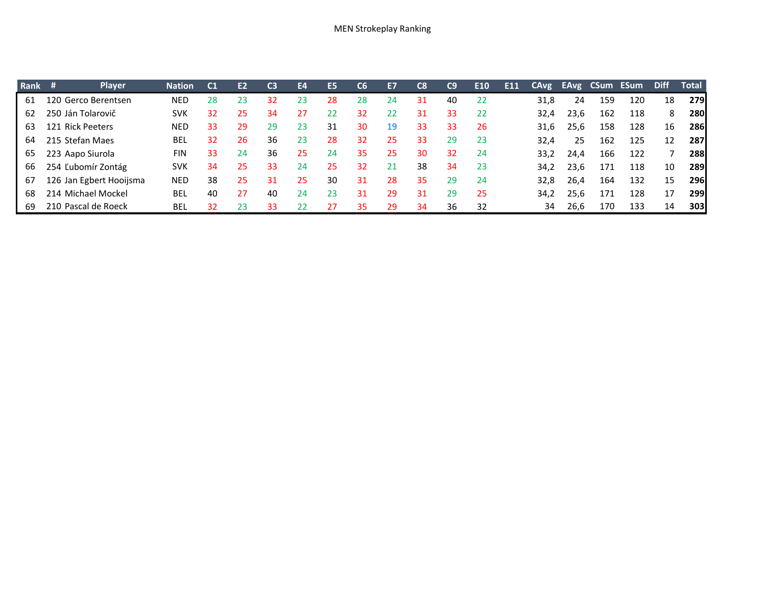MEN Strokeplay Ranking

| Rank | # | Player | Nation | C1 | E2 | C3 | E4 | E5 | C6 | E7 | C8 | C9 | E10 | E11 | CAvg | EAvg | CSum | ESum | Diff | Total |
|---|---|---|---|---|---|---|---|---|---|---|---|---|---|---|---|---|---|---|---|---|
| 61 | 120 | Gerco Berentsen | NED | 28 | 23 | 32 | 23 | 28 | 28 | 24 | 31 | 40 | 22 | | 31,8 | 24 | 159 | 120 | 18 | **279** |
| 62 | 250 | Ján Tolarovič | SVK | 32 | 25 | 34 | 27 | 22 | 32 | 22 | 31 | 33 | 22 | | 32,4 | 23,6 | 162 | 118 | 8 | **280** |
| 63 | 121 | Rick Peeters | NED | 33 | 29 | 29 | 23 | 31 | 30 | 19 | 33 | 33 | 26 | | 31,6 | 25,6 | 158 | 128 | 16 | **286** |
| 64 | 215 | Stefan Maes | BEL | 32 | 26 | 36 | 23 | 28 | 32 | 25 | 33 | 29 | 23 | | 32,4 | 25 | 162 | 125 | 12 | **287** |
| 65 | 223 | Aapo Siurola | FIN | 33 | 24 | 36 | 25 | 24 | 35 | 25 | 30 | 32 | 24 | | 33,2 | 24,4 | 166 | 122 | 7 | **288** |
| 66 | 254 | Ľubomír Zontág | SVK | 34 | 25 | 33 | 24 | 25 | 32 | 21 | 38 | 34 | 23 | | 34,2 | 23,6 | 171 | 118 | 10 | **289** |
| 67 | 126 | Jan Egbert Hooijsma | NED | 38 | 25 | 31 | 25 | 30 | 31 | 28 | 35 | 29 | 24 | | 32,8 | 26,4 | 164 | 132 | 15 | **296** |
| 68 | 214 | Michael Mockel | BEL | 40 | 27 | 40 | 24 | 23 | 31 | 29 | 31 | 29 | 25 | | 34,2 | 25,6 | 171 | 128 | 17 | **299** |
| 69 | 210 | Pascal de Roeck | BEL | 32 | 23 | 33 | 22 | 27 | 35 | 29 | 34 | 36 | 32 | | 34 | 26,6 | 170 | 133 | 14 | **303** |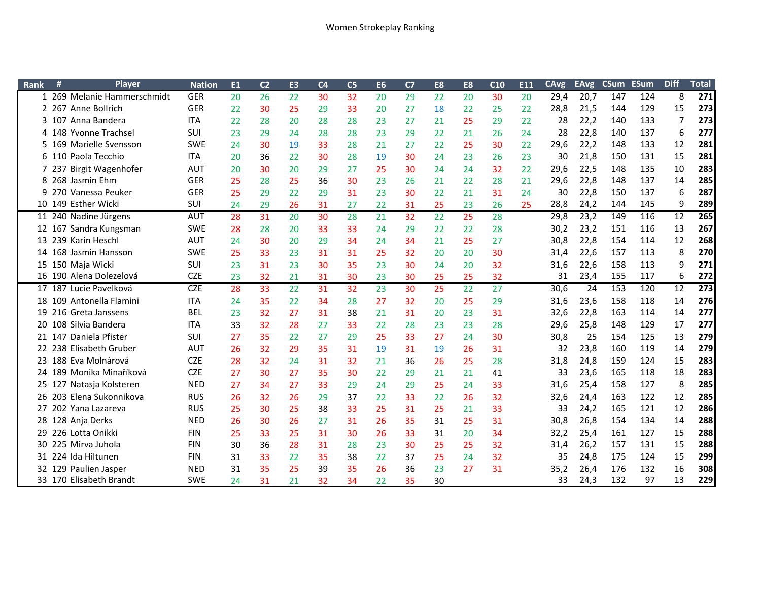Women Strokeplay Ranking

| Rank | # | Player | Nation | E1 | C2 | E3 | C4 | C5 | E6 | C7 | E8 | E8 | C10 | E11 | CAvg | EAvg | CSum | ESum | Diff | Total |
|---|---|---|---|---|---|---|---|---|---|---|---|---|---|---|---|---|---|---|---|---|
| 1 | 269 | Melanie Hammerschmidt | GER | 20 | 26 | 22 | 30 | 32 | 20 | 29 | 22 | 20 | 30 | 20 | 29,4 | 20,7 | 147 | 124 | 8 | **271** |
| 2 | 267 | Anne Bollrich | GER | 22 | 30 | 25 | 29 | 33 | 20 | 27 | 18 | 22 | 25 | 22 | 28,8 | 21,5 | 144 | 129 | 15 | **273** |
| 3 | 107 | Anna Bandera | ITA | 22 | 28 | 20 | 28 | 28 | 23 | 27 | 21 | 25 | 29 | 22 | 28 | 22,2 | 140 | 133 | 7 | **273** |
| 4 | 148 | Yvonne Trachsel | SUI | 23 | 29 | 24 | 28 | 28 | 23 | 29 | 22 | 21 | 26 | 24 | 28 | 22,8 | 140 | 137 | 6 | **277** |
| 5 | 169 | Marielle Svensson | SWE | 24 | 30 | 19 | 33 | 28 | 21 | 27 | 22 | 25 | 30 | 22 | 29,6 | 22,2 | 148 | 133 | 12 | **281** |
| 6 | 110 | Paola Tecchio | ITA | 20 | 36 | 22 | 30 | 28 | 19 | 30 | 24 | 23 | 26 | 23 | 30 | 21,8 | 150 | 131 | 15 | **281** |
| 7 | 237 | Birgit Wagenhofer | AUT | 20 | 30 | 20 | 29 | 27 | 25 | 30 | 24 | 24 | 32 | 22 | 29,6 | 22,5 | 148 | 135 | 10 | **283** |
| 8 | 268 | Jasmin Ehm | GER | 25 | 28 | 25 | 36 | 30 | 23 | 26 | 21 | 22 | 28 | 21 | 29,6 | 22,8 | 148 | 137 | 14 | **285** |
| 9 | 270 | Vanessa Peuker | GER | 25 | 29 | 22 | 29 | 31 | 23 | 30 | 22 | 21 | 31 | 24 | 30 | 22,8 | 150 | 137 | 6 | **287** |
| 10 | 149 | Esther Wicki | SUI | 24 | 29 | 26 | 31 | 27 | 22 | 31 | 25 | 23 | 26 | 25 | 28,8 | 24,2 | 144 | 145 | 9 | **289** |
| 11 | 240 | Nadine Jürgens | AUT | 28 | 31 | 20 | 30 | 28 | 21 | 32 | 22 | 25 | 28 | | 29,8 | 23,2 | 149 | 116 | 12 | **265** |
| 12 | 167 | Sandra Kungsman | SWE | 28 | 28 | 20 | 33 | 33 | 24 | 29 | 22 | 22 | 28 | | 30,2 | 23,2 | 151 | 116 | 13 | **267** |
| 13 | 239 | Karin Heschl | AUT | 24 | 30 | 20 | 29 | 34 | 24 | 34 | 21 | 25 | 27 | | 30,8 | 22,8 | 154 | 114 | 12 | **268** |
| 14 | 168 | Jasmin Hansson | SWE | 25 | 33 | 23 | 31 | 31 | 25 | 32 | 20 | 20 | 30 | | 31,4 | 22,6 | 157 | 113 | 8 | **270** |
| 15 | 150 | Maja Wicki | SUI | 23 | 31 | 23 | 30 | 35 | 23 | 30 | 24 | 20 | 32 | | 31,6 | 22,6 | 158 | 113 | 9 | **271** |
| 16 | 190 | Alena Dolezelová | CZE | 23 | 32 | 21 | 31 | 30 | 23 | 30 | 25 | 25 | 32 | | 31 | 23,4 | 155 | 117 | 6 | **272** |
| 17 | 187 | Lucie Pavelková | CZE | 28 | 33 | 22 | 31 | 32 | 23 | 30 | 25 | 22 | 27 | | 30,6 | 24 | 153 | 120 | 12 | **273** |
| 18 | 109 | Antonella Flamini | ITA | 24 | 35 | 22 | 34 | 28 | 27 | 32 | 20 | 25 | 29 | | 31,6 | 23,6 | 158 | 118 | 14 | **276** |
| 19 | 216 | Greta Janssens | BEL | 23 | 32 | 27 | 31 | 38 | 21 | 31 | 20 | 23 | 31 | | 32,6 | 22,8 | 163 | 114 | 14 | **277** |
| 20 | 108 | Silvia Bandera | ITA | 33 | 32 | 28 | 27 | 33 | 22 | 28 | 23 | 23 | 28 | | 29,6 | 25,8 | 148 | 129 | 17 | **277** |
| 21 | 147 | Daniela Pfister | SUI | 27 | 35 | 22 | 27 | 29 | 25 | 33 | 27 | 24 | 30 | | 30,8 | 25 | 154 | 125 | 13 | **279** |
| 22 | 238 | Elisabeth Gruber | AUT | 26 | 32 | 29 | 35 | 31 | 19 | 31 | 19 | 26 | 31 | | 32 | 23,8 | 160 | 119 | 14 | **279** |
| 23 | 188 | Eva Molnárová | CZE | 28 | 32 | 24 | 31 | 32 | 21 | 36 | 26 | 25 | 28 | | 31,8 | 24,8 | 159 | 124 | 15 | **283** |
| 24 | 189 | Monika Minaříková | CZE | 27 | 30 | 27 | 35 | 30 | 22 | 29 | 21 | 21 | 41 | | 33 | 23,6 | 165 | 118 | 18 | **283** |
| 25 | 127 | Natasja Kolsteren | NED | 27 | 34 | 27 | 33 | 29 | 24 | 29 | 25 | 24 | 33 | | 31,6 | 25,4 | 158 | 127 | 8 | **285** |
| 26 | 203 | Elena Sukonnikova | RUS | 26 | 32 | 26 | 29 | 37 | 22 | 33 | 22 | 26 | 32 | | 32,6 | 24,4 | 163 | 122 | 12 | **285** |
| 27 | 202 | Yana Lazareva | RUS | 25 | 30 | 25 | 38 | 33 | 25 | 31 | 25 | 21 | 33 | | 33 | 24,2 | 165 | 121 | 12 | **286** |
| 28 | 128 | Anja Derks | NED | 26 | 30 | 26 | 27 | 31 | 26 | 35 | 31 | 25 | 31 | | 30,8 | 26,8 | 154 | 134 | 14 | **288** |
| 29 | 226 | Lotta Onikki | FIN | 25 | 33 | 25 | 31 | 30 | 26 | 33 | 31 | 20 | 34 | | 32,2 | 25,4 | 161 | 127 | 15 | **288** |
| 30 | 225 | Mirva Juhola | FIN | 30 | 36 | 28 | 31 | 28 | 23 | 30 | 25 | 25 | 32 | | 31,4 | 26,2 | 157 | 131 | 15 | **288** |
| 31 | 224 | Ida Hiltunen | FIN | 31 | 33 | 22 | 35 | 38 | 22 | 37 | 25 | 24 | 32 | | 35 | 24,8 | 175 | 124 | 15 | **299** |
| 32 | 129 | Paulien Jasper | NED | 31 | 35 | 25 | 39 | 35 | 26 | 36 | 23 | 27 | 31 | | 35,2 | 26,4 | 176 | 132 | 16 | **308** |
| 33 | 170 | Elisabeth Brandt | SWE | 24 | 31 | 21 | 32 | 34 | 22 | 35 | 30 | | | | 33 | 24,3 | 132 | 97 | 13 | **229** |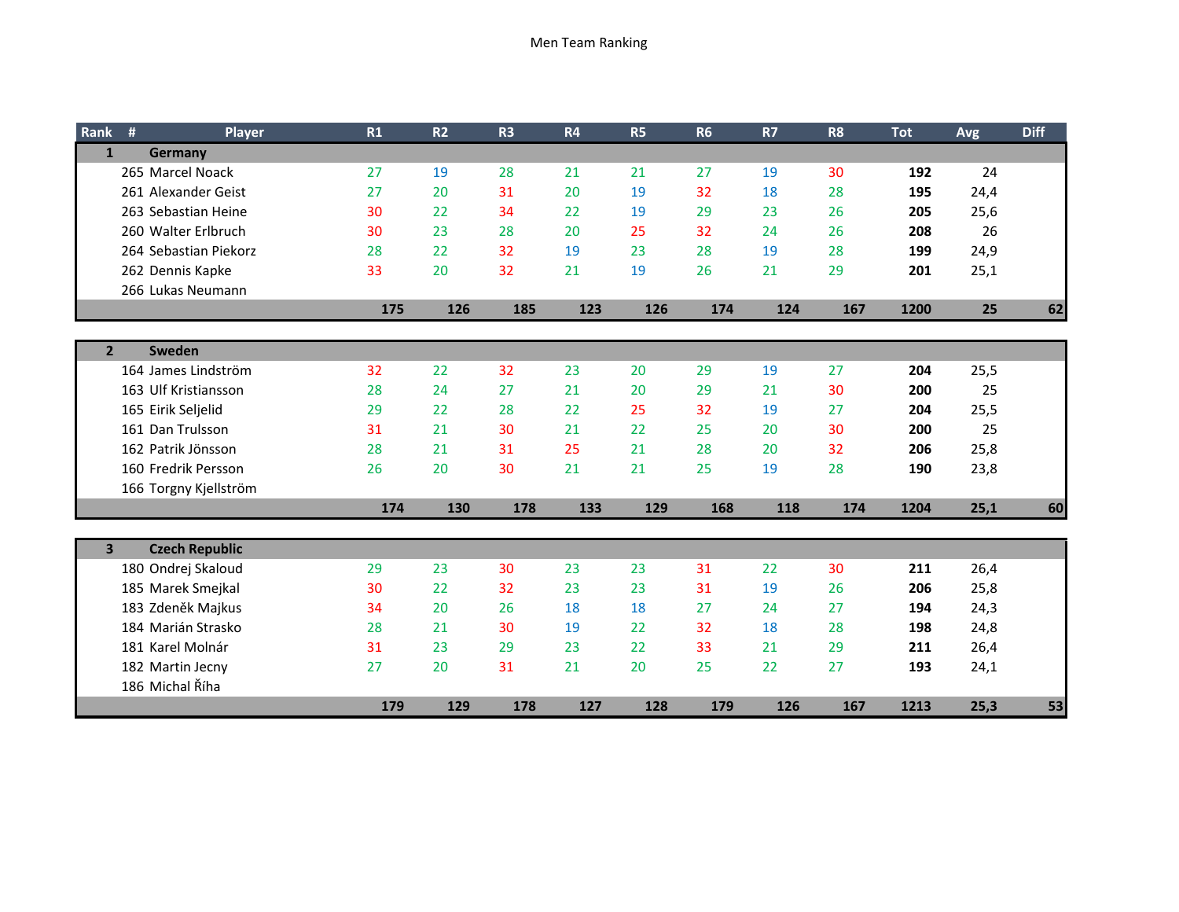Men Team Ranking

| Rank | # | Player | R1 | R2 | R3 | R4 | R5 | R6 | R7 | R8 | Tot | Avg | Diff |
|---|---|---|---|---|---|---|---|---|---|---|---|---|---|
| 1 | | **Germany** | | | | | | | | | | | |
| | 265 | Marcel Noack | 27 | 19 | 28 | 21 | 21 | 27 | 19 | 30 | **192** | 24 | |
| | 261 | Alexander Geist | 27 | 20 | 31 | 20 | 19 | 32 | 18 | 28 | **195** | 24,4 | |
| | 263 | Sebastian Heine | 30 | 22 | 34 | 22 | 19 | 29 | 23 | 26 | **205** | 25,6 | |
| | 260 | Walter Erlbruch | 30 | 23 | 28 | 20 | 25 | 32 | 24 | 26 | **208** | 26 | |
| | 264 | Sebastian Piekorz | 28 | 22 | 32 | 19 | 23 | 28 | 19 | 28 | **199** | 24,9 | |
| | 262 | Dennis Kapke | 33 | 20 | 32 | 21 | 19 | 26 | 21 | 29 | **201** | 25,1 | |
| | 266 | Lukas Neumann | | | | | | | | | | | |
| | | | **175** | **126** | **185** | **123** | **126** | **174** | **124** | **167** | **1200** | **25** | **62** |
| 2 | | **Sweden** | | | | | | | | | | | |
| | 164 | James Lindström | 32 | 22 | 32 | 23 | 20 | 29 | 19 | 27 | **204** | 25,5 | |
| | 163 | Ulf Kristiansson | 28 | 24 | 27 | 21 | 20 | 29 | 21 | 30 | **200** | 25 | |
| | 165 | Eirik Seljelid | 29 | 22 | 28 | 22 | 25 | 32 | 19 | 27 | **204** | 25,5 | |
| | 161 | Dan Trulsson | 31 | 21 | 30 | 21 | 22 | 25 | 20 | 30 | **200** | 25 | |
| | 162 | Patrik Jönsson | 28 | 21 | 31 | 25 | 21 | 28 | 20 | 32 | **206** | 25,8 | |
| | 160 | Fredrik Persson | 26 | 20 | 30 | 21 | 21 | 25 | 19 | 28 | **190** | 23,8 | |
| | 166 | Torgny Kjellström | | | | | | | | | | | |
| | | | **174** | **130** | **178** | **133** | **129** | **168** | **118** | **174** | **1204** | **25,1** | **60** |
| 3 | | **Czech Republic** | | | | | | | | | | | |
| | 180 | Ondrej Skaloud | 29 | 23 | 30 | 23 | 23 | 31 | 22 | 30 | **211** | 26,4 | |
| | 185 | Marek Smejkal | 30 | 22 | 32 | 23 | 23 | 31 | 19 | 26 | **206** | 25,8 | |
| | 183 | Zdeněk Majkus | 34 | 20 | 26 | 18 | 18 | 27 | 24 | 27 | **194** | 24,3 | |
| | 184 | Marián Strasko | 28 | 21 | 30 | 19 | 22 | 32 | 18 | 28 | **198** | 24,8 | |
| | 181 | Karel Molnár | 31 | 23 | 29 | 23 | 22 | 33 | 21 | 29 | **211** | 26,4 | |
| | 182 | Martin Jecny | 27 | 20 | 31 | 21 | 20 | 25 | 22 | 27 | **193** | 24,1 | |
| | 186 | Michal Říha | | | | | | | | | | | |
| | | | **179** | **129** | **178** | **127** | **128** | **179** | **126** | **167** | **1213** | **25,3** | **53** |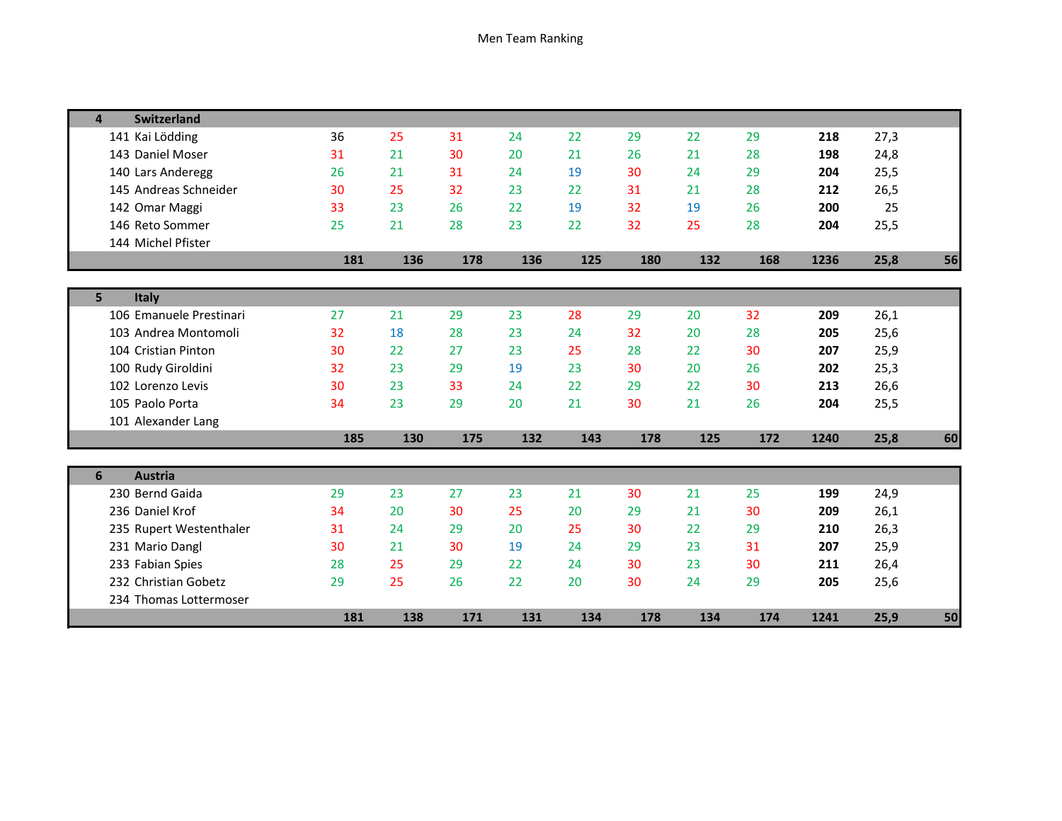Men Team Ranking

| 4 | Switzerland | | | | | | | | | | | |
|---|---|---|---|---|---|---|---|---|---|---|---|---|
| 141 | Kai Lödding | 36 | 25 | 31 | 24 | 22 | 29 | 22 | 29 | **218** | 27,3 | |
| 143 | Daniel Moser | 31 | 21 | 30 | 20 | 21 | 26 | 21 | 28 | **198** | 24,8 | |
| 140 | Lars Anderegg | 26 | 21 | 31 | 24 | 19 | 30 | 24 | 29 | **204** | 25,5 | |
| 145 | Andreas Schneider | 30 | 25 | 32 | 23 | 22 | 31 | 21 | 28 | **212** | 26,5 | |
| 142 | Omar Maggi | 33 | 23 | 26 | 22 | 19 | 32 | 19 | 26 | **200** | 25 | |
| 146 | Reto Sommer | 25 | 21 | 28 | 23 | 22 | 32 | 25 | 28 | **204** | 25,5 | |
| 144 | Michel Pfister | | | | | | | | | | | |
| | | **181** | **136** | **178** | **136** | **125** | **180** | **132** | **168** | **1236** | **25,8** | **56** |

| 5 | Italy | | | | | | | | | | | |
|---|---|---|---|---|---|---|---|---|---|---|---|---|
| 106 | Emanuele Prestinari | 27 | 21 | 29 | 23 | 28 | 29 | 20 | 32 | **209** | 26,1 | |
| 103 | Andrea Montomoli | 32 | 18 | 28 | 23 | 24 | 32 | 20 | 28 | **205** | 25,6 | |
| 104 | Cristian Pinton | 30 | 22 | 27 | 23 | 25 | 28 | 22 | 30 | **207** | 25,9 | |
| 100 | Rudy Giroldini | 32 | 23 | 29 | 19 | 23 | 30 | 20 | 26 | **202** | 25,3 | |
| 102 | Lorenzo Levis | 30 | 23 | 33 | 24 | 22 | 29 | 22 | 30 | **213** | 26,6 | |
| 105 | Paolo Porta | 34 | 23 | 29 | 20 | 21 | 30 | 21 | 26 | **204** | 25,5 | |
| 101 | Alexander Lang | | | | | | | | | | | |
| | | **185** | **130** | **175** | **132** | **143** | **178** | **125** | **172** | **1240** | **25,8** | **60** |

| 6 | Austria | | | | | | | | | | | |
|---|---|---|---|---|---|---|---|---|---|---|---|---|
| 230 | Bernd Gaida | 29 | 23 | 27 | 23 | 21 | 30 | 21 | 25 | **199** | 24,9 | |
| 236 | Daniel Krof | 34 | 20 | 30 | 25 | 20 | 29 | 21 | 30 | **209** | 26,1 | |
| 235 | Rupert Westenthaler | 31 | 24 | 29 | 20 | 25 | 30 | 22 | 29 | **210** | 26,3 | |
| 231 | Mario Dangl | 30 | 21 | 30 | 19 | 24 | 29 | 23 | 31 | **207** | 25,9 | |
| 233 | Fabian Spies | 28 | 25 | 29 | 22 | 24 | 30 | 23 | 30 | **211** | 26,4 | |
| 232 | Christian Gobetz | 29 | 25 | 26 | 22 | 20 | 30 | 24 | 29 | **205** | 25,6 | |
| 234 | Thomas Lottermoser | | | | | | | | | | | |
| | | **181** | **138** | **171** | **131** | **134** | **178** | **134** | **174** | **1241** | **25,9** | **50** |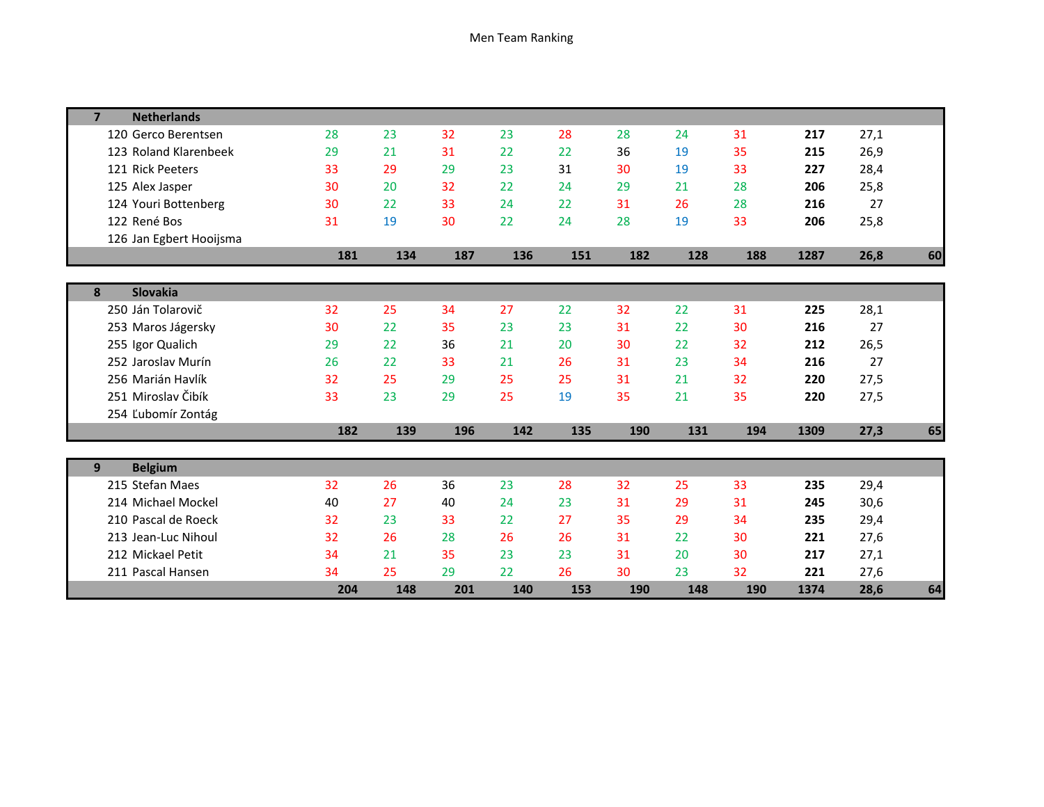Men Team Ranking

| 7 | Netherlands | | | | | | | | | | | |
|---|---|---|---|---|---|---|---|---|---|---|---|---|
| 120 | Gerco Berentsen | 28 | 23 | 32 | 23 | 28 | 28 | 24 | 31 | **217** | 27,1 | |
| 123 | Roland Klarenbeek | 29 | 21 | 31 | 22 | 22 | 36 | 19 | 35 | **215** | 26,9 | |
| 121 | Rick Peeters | 33 | 29 | 29 | 23 | 31 | 30 | 19 | 33 | **227** | 28,4 | |
| 125 | Alex Jasper | 30 | 20 | 32 | 22 | 24 | 29 | 21 | 28 | **206** | 25,8 | |
| 124 | Youri Bottenberg | 30 | 22 | 33 | 24 | 22 | 31 | 26 | 28 | **216** | 27 | |
| 122 | René Bos | 31 | 19 | 30 | 22 | 24 | 28 | 19 | 33 | **206** | 25,8 | |
| 126 | Jan Egbert Hooijsma | | | | | | | | | | | |
| | | **181** | **134** | **187** | **136** | **151** | **182** | **128** | **188** | **1287** | **26,8** | **60** |

| 8 | Slovakia | | | | | | | | | | | |
|---|---|---|---|---|---|---|---|---|---|---|---|---|
| 250 | Ján Tolarovič | 32 | 25 | 34 | 27 | 22 | 32 | 22 | 31 | **225** | 28,1 | |
| 253 | Maros Jágersky | 30 | 22 | 35 | 23 | 23 | 31 | 22 | 30 | **216** | 27 | |
| 255 | Igor Qualich | 29 | 22 | 36 | 21 | 20 | 30 | 22 | 32 | **212** | 26,5 | |
| 252 | Jaroslav Murín | 26 | 22 | 33 | 21 | 26 | 31 | 23 | 34 | **216** | 27 | |
| 256 | Marián Havlík | 32 | 25 | 29 | 25 | 25 | 31 | 21 | 32 | **220** | 27,5 | |
| 251 | Miroslav Čibík | 33 | 23 | 29 | 25 | 19 | 35 | 21 | 35 | **220** | 27,5 | |
| 254 | Ľubomír Zontág | | | | | | | | | | | |
| | | **182** | **139** | **196** | **142** | **135** | **190** | **131** | **194** | **1309** | **27,3** | **65** |

| 9 | Belgium | | | | | | | | | | | |
|---|---|---|---|---|---|---|---|---|---|---|---|---|
| 215 | Stefan Maes | 32 | 26 | 36 | 23 | 28 | 32 | 25 | 33 | **235** | 29,4 | |
| 214 | Michael Mockel | 40 | 27 | 40 | 24 | 23 | 31 | 29 | 31 | **245** | 30,6 | |
| 210 | Pascal de Roeck | 32 | 23 | 33 | 22 | 27 | 35 | 29 | 34 | **235** | 29,4 | |
| 213 | Jean-Luc Nihoul | 32 | 26 | 28 | 26 | 26 | 31 | 22 | 30 | **221** | 27,6 | |
| 212 | Mickael Petit | 34 | 21 | 35 | 23 | 23 | 31 | 20 | 30 | **217** | 27,1 | |
| 211 | Pascal Hansen | 34 | 25 | 29 | 22 | 26 | 30 | 23 | 32 | **221** | 27,6 | |
| | | **204** | **148** | **201** | **140** | **153** | **190** | **148** | **190** | **1374** | **28,6** | **64** |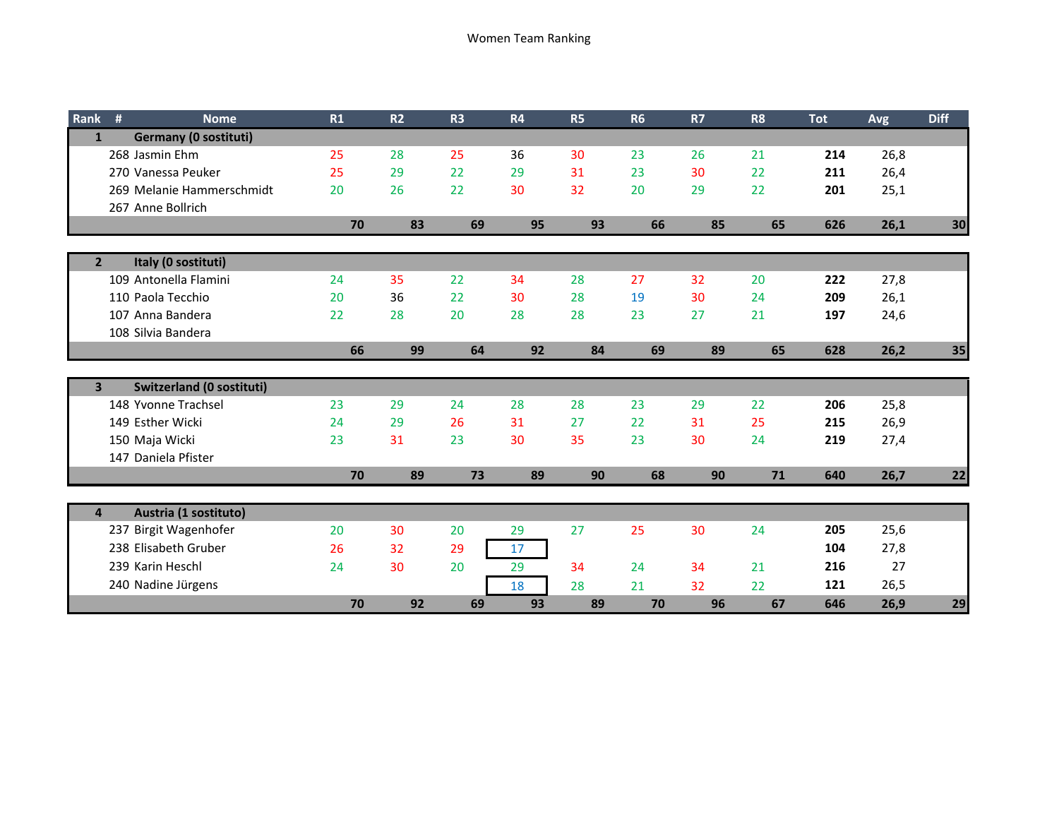Women Team Ranking

| Rank | # | Nome | R1 | R2 | R3 | R4 | R5 | R6 | R7 | R8 | Tot | Avg | Diff |
|---|---|---|---|---|---|---|---|---|---|---|---|---|---|
| **1** | | **Germany (0 sostituti)** | | | | | | | | | | | |
| | 268 | Jasmin Ehm | 25 | 28 | 25 | 36 | 30 | 23 | 26 | 21 | **214** | 26,8 | |
| | 270 | Vanessa Peuker | 25 | 29 | 22 | 29 | 31 | 23 | 30 | 22 | **211** | 26,4 | |
| | 269 | Melanie Hammerschmidt | 20 | 26 | 22 | 30 | 32 | 20 | 29 | 22 | **201** | 25,1 | |
| | 267 | Anne Bollrich | | | | | | | | | | | |
| | | | **70** | **83** | **69** | **95** | **93** | **66** | **85** | **65** | **626** | **26,1** | **30** |
| **2** | | **Italy (0 sostituti)** | | | | | | | | | | | |
| | 109 | Antonella Flamini | 24 | 35 | 22 | 34 | 28 | 27 | 32 | 20 | **222** | 27,8 | |
| | 110 | Paola Tecchio | 20 | 36 | 22 | 30 | 28 | 19 | 30 | 24 | **209** | 26,1 | |
| | 107 | Anna Bandera | 22 | 28 | 20 | 28 | 28 | 23 | 27 | 21 | **197** | 24,6 | |
| | 108 | Silvia Bandera | | | | | | | | | | | |
| | | | **66** | **99** | **64** | **92** | **84** | **69** | **89** | **65** | **628** | **26,2** | **35** |
| **3** | | **Switzerland (0 sostituti)** | | | | | | | | | | | |
| | 148 | Yvonne Trachsel | 23 | 29 | 24 | 28 | 28 | 23 | 29 | 22 | **206** | 25,8 | |
| | 149 | Esther Wicki | 24 | 29 | 26 | 31 | 27 | 22 | 31 | 25 | **215** | 26,9 | |
| | 150 | Maja Wicki | 23 | 31 | 23 | 30 | 35 | 23 | 30 | 24 | **219** | 27,4 | |
| | 147 | Daniela Pfister | | | | | | | | | | | |
| | | | **70** | **89** | **73** | **89** | **90** | **68** | **90** | **71** | **640** | **26,7** | **22** |
| **4** | | **Austria (1 sostituto)** | | | | | | | | | | | |
| | 237 | Birgit Wagenhofer | 20 | 30 | 20 | 29 | 27 | 25 | 30 | 24 | **205** | 25,6 | |
| | 238 | Elisabeth Gruber | 26 | 32 | 29 | 17 | | | | | **104** | 27,8 | |
| | 239 | Karin Heschl | 24 | 30 | 20 | 29 | 34 | 24 | 34 | 21 | **216** | 27 | |
| | 240 | Nadine Jürgens | | | | 18 | 28 | 21 | 32 | 22 | **121** | 26,5 | |
| | | | **70** | **92** | **69** | **93** | **89** | **70** | **96** | **67** | **646** | **26,9** | **29** |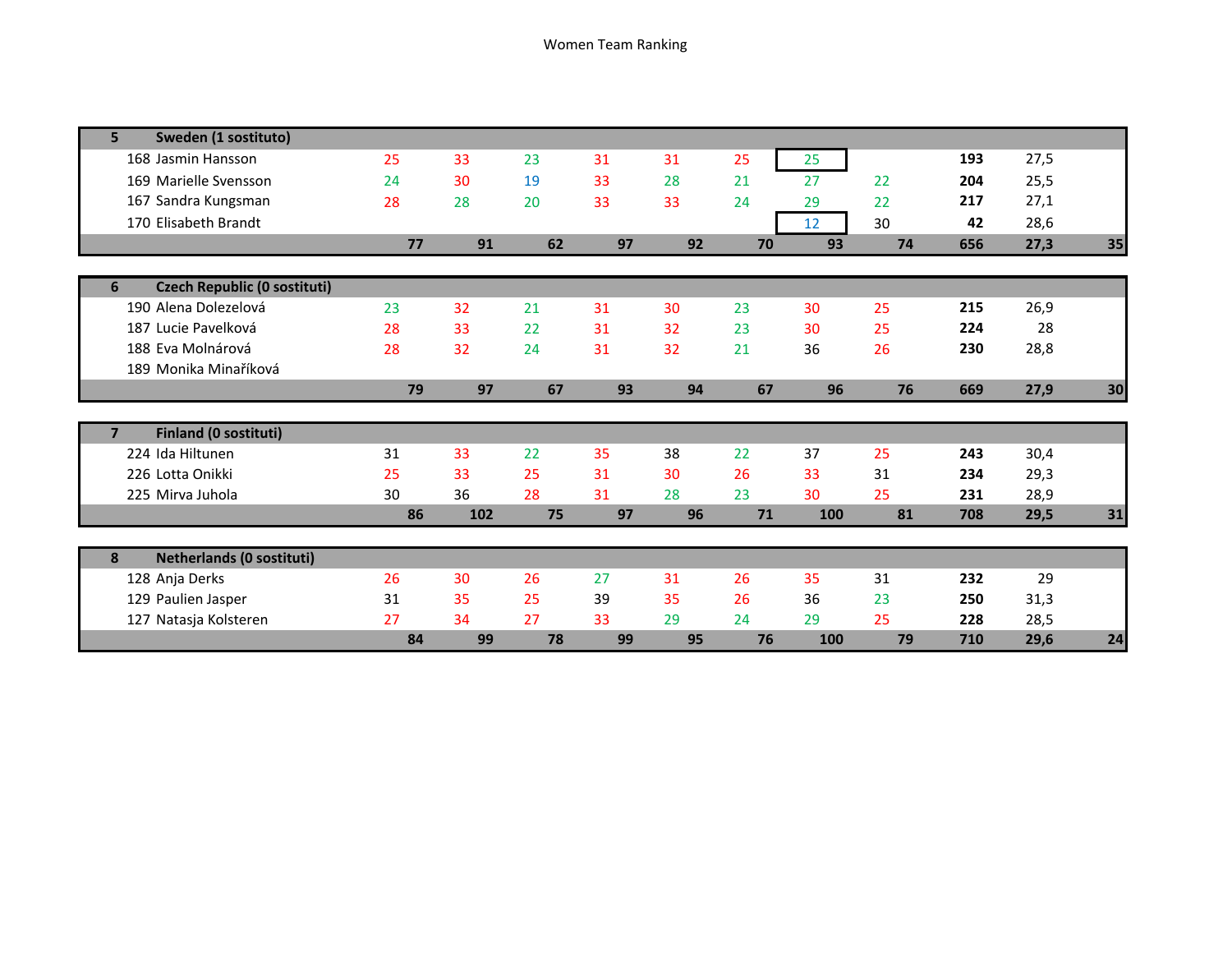Women Team Ranking

| 5 | Sweden (1 sostituto) | | | | | | | | | | | |
|---|---|---|---|---|---|---|---|---|---|---|---|---|
| 168 | Jasmin Hansson | 25 | 33 | 23 | 31 | 31 | 25 | 25 | | **193** | 27,5 | |
| 169 | Marielle Svensson | 24 | 30 | 19 | 33 | 28 | 21 | 27 | 22 | **204** | 25,5 | |
| 167 | Sandra Kungsman | 28 | 28 | 20 | 33 | 33 | 24 | 29 | 22 | **217** | 27,1 | |
| 170 | Elisabeth Brandt | | | | | | | 12 | 30 | **42** | 28,6 | |
| | | **77** | **91** | **62** | **97** | **92** | **70** | **93** | **74** | **656** | **27,3** | **35** |

| 6 | Czech Republic (0 sostituti) | | | | | | | | | | | |
|---|---|---|---|---|---|---|---|---|---|---|---|---|
| 190 | Alena Dolezelová | 23 | 32 | 21 | 31 | 30 | 23 | 30 | 25 | **215** | 26,9 | |
| 187 | Lucie Pavelková | 28 | 33 | 22 | 31 | 32 | 23 | 30 | 25 | **224** | 28 | |
| 188 | Eva Molnárová | 28 | 32 | 24 | 31 | 32 | 21 | 36 | 26 | **230** | 28,8 | |
| 189 | Monika Minaříková | | | | | | | | | | | |
| | | **79** | **97** | **67** | **93** | **94** | **67** | **96** | **76** | **669** | **27,9** | **30** |

| 7 | Finland (0 sostituti) | | | | | | | | | | | |
|---|---|---|---|---|---|---|---|---|---|---|---|---|
| 224 | Ida Hiltunen | 31 | 33 | 22 | 35 | 38 | 22 | 37 | 25 | **243** | 30,4 | |
| 226 | Lotta Onikki | 25 | 33 | 25 | 31 | 30 | 26 | 33 | 31 | **234** | 29,3 | |
| 225 | Mirva Juhola | 30 | 36 | 28 | 31 | 28 | 23 | 30 | 25 | **231** | 28,9 | |
| | | **86** | **102** | **75** | **97** | **96** | **71** | **100** | **81** | **708** | **29,5** | **31** |

| 8 | Netherlands (0 sostituti) | | | | | | | | | | | |
|---|---|---|---|---|---|---|---|---|---|---|---|---|
| 128 | Anja Derks | 26 | 30 | 26 | 27 | 31 | 26 | 35 | 31 | **232** | 29 | |
| 129 | Paulien Jasper | 31 | 35 | 25 | 39 | 35 | 26 | 36 | 23 | **250** | 31,3 | |
| 127 | Natasja Kolsteren | 27 | 34 | 27 | 33 | 29 | 24 | 29 | 25 | **228** | 28,5 | |
| | | **84** | **99** | **78** | **99** | **95** | **76** | **100** | **79** | **710** | **29,6** | **24** |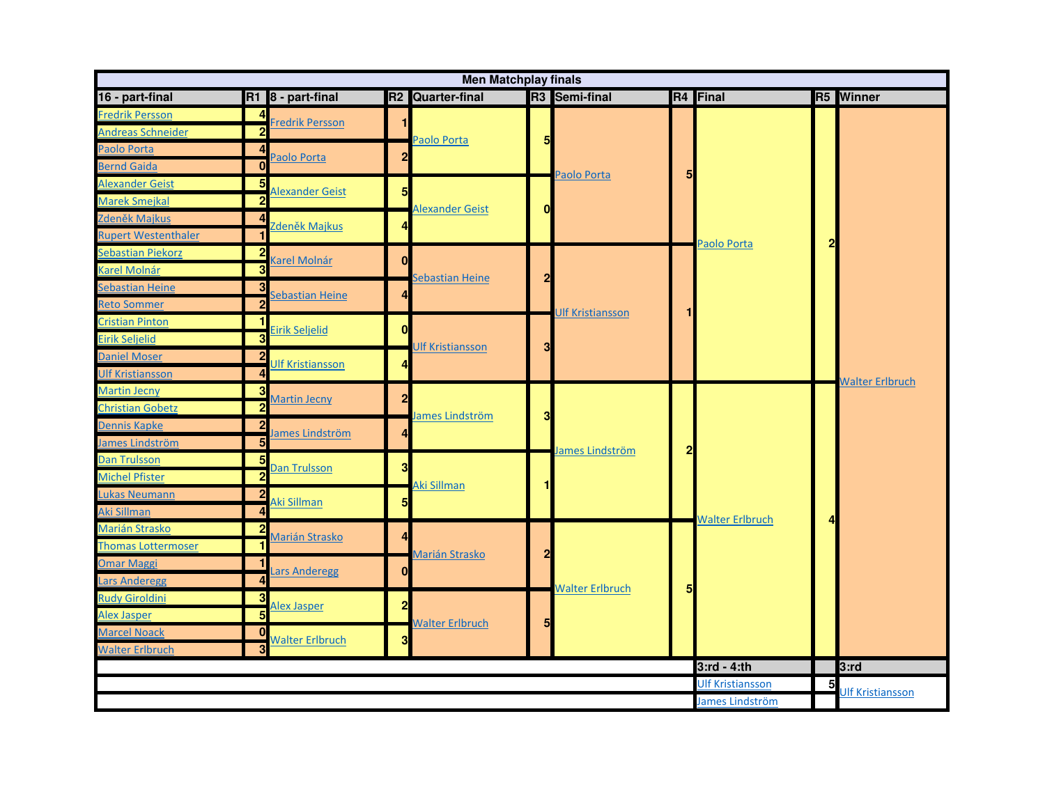# Men Matchplay finals

| 16 - part-final | R1 | 8 - part-final | R2 | Quarter-final | R3 | Semi-final | R4 | Final | R5 | Winner |
|---|---|---|---|---|---|---|---|---|---|---|
| Fredrik Persson | 4 | Fredrik Persson | 1 | Paolo Porta | 5 | Paolo Porta | 5 | Paolo Porta | 2 | Walter Erlbruch |
| Andreas Schneider | 2 | | | | | | | | | |
| Paolo Porta | 4 | Paolo Porta | 2 | | | | | | | |
| Bernd Gaida | 0 | | | | | | | | | |
| Alexander Geist | 5 | Alexander Geist | 5 | Alexander Geist | 0 | | | | | |
| Marek Smejkal | 2 | | | | | | | | | |
| Zdeněk Majkus | 4 | Zdeněk Majkus | 4 | | | | | | | |
| Rupert Westenthaler | 1 | | | | | | | | | |
| Sebastian Piekorz | 2 | Karel Molnár | 0 | Sebastian Heine | 2 | Ulf Kristiansson | 1 | | | |
| Karel Molnár | 3 | | | | | | | | | |
| Sebastian Heine | 3 | Sebastian Heine | 4 | | | | | | | |
| Reto Sommer | 2 | | | | | | | | | |
| Cristian Pinton | 1 | Eirik Seljelid | 0 | Ulf Kristiansson | 3 | | | | | |
| Eirik Seljelid | 3 | | | | | | | | | |
| Daniel Moser | 2 | Ulf Kristiansson | 4 | | | | | | | |
| Ulf Kristiansson | 4 | | | | | | | | | |
| Martin Jecny | 3 | Martin Jecny | 2 | James Lindström | 3 | James Lindström | 2 | Walter Erlbruch | 4 | |
| Christian Gobetz | 2 | | | | | | | | | |
| Dennis Kapke | 2 | James Lindström | 4 | | | | | | | |
| James Lindström | 5 | | | | | | | | | |
| Dan Trulsson | 5 | Dan Trulsson | 3 | Aki Sillman | 1 | | | | | |
| Michel Pfister | 2 | | | | | | | | | |
| Lukas Neumann | 2 | Aki Sillman | 5 | | | | | | | |
| Aki Sillman | 4 | | | | | | | | | |
| Marián Strasko | 2 | Marián Strasko | 4 | Marián Strasko | 2 | Walter Erlbruch | 5 | | | |
| Thomas Lottermoser | 1 | | | | | | | | | |
| Omar Maggi | 1 | Lars Anderegg | 0 | | | | | | | |
| Lars Anderegg | 4 | | | | | | | | | |
| Rudy Giroldini | 3 | Alex Jasper | 2 | Walter Erlbruch | 5 | | | | | |
| Alex Jasper | 5 | | | | | | | | | |
| Marcel Noack | 0 | Walter Erlbruch | 3 | | | | | | | |
| Walter Erlbruch | 3 | | | | | | | | | |

| 3:rd - 4:th | | 3:rd |
|---|---|---|
| Ulf Kristiansson | 5 | Ulf Kristiansson |
| James Lindström | | |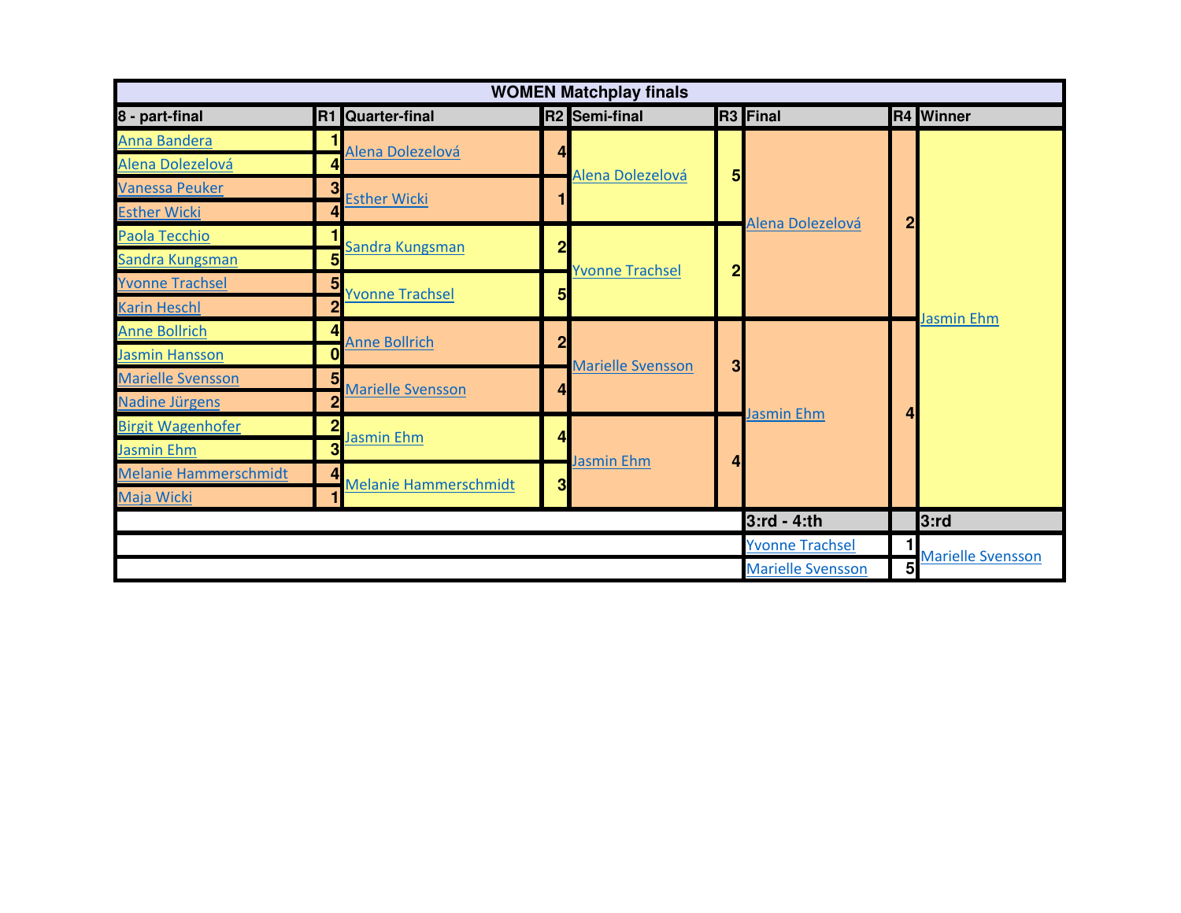## WOMEN Matchplay finals

| 8 - part-final | R1 | Quarter-final | R2 | Semi-final | R3 | Final | R4 | Winner |
|---|---|---|---|---|---|---|---|---|
| Anna Bandera | 1 | Alena Dolezelová | 4 | Alena Dolezelová | 5 | Alena Dolezelová | 2 | Jasmin Ehm |
| Alena Dolezelová | 4 | | | | | | | |
| Vanessa Peuker | 3 | Esther Wicki | 1 | | | | | |
| Esther Wicki | 4 | | | | | | | |
| Paola Tecchio | 1 | Sandra Kungsman | 2 | Yvonne Trachsel | 2 | | | |
| Sandra Kungsman | 5 | | | | | | | |
| Yvonne Trachsel | 5 | Yvonne Trachsel | 5 | | | | | |
| Karin Heschl | 2 | | | | | | | |
| Anne Bollrich | 4 | Anne Bollrich | 2 | Marielle Svensson | 3 | Jasmin Ehm | 4 | |
| Jasmin Hansson | 0 | | | | | | | |
| Marielle Svensson | 5 | Marielle Svensson | 4 | | | | | |
| Nadine Jürgens | 2 | | | | | | | |
| Birgit Wagenhofer | 2 | Jasmin Ehm | 4 | Jasmin Ehm | 4 | | | |
| Jasmin Ehm | 3 | | | | | | | |
| Melanie Hammerschmidt | 4 | Melanie Hammerschmidt | 3 | | | | | |
| Maja Wicki | 1 | | | | | | | |

| 3:rd - 4:th | | 3:rd |
|---|---|---|
| Yvonne Trachsel | 1 | Marielle Svensson |
| Marielle Svensson | 5 | |